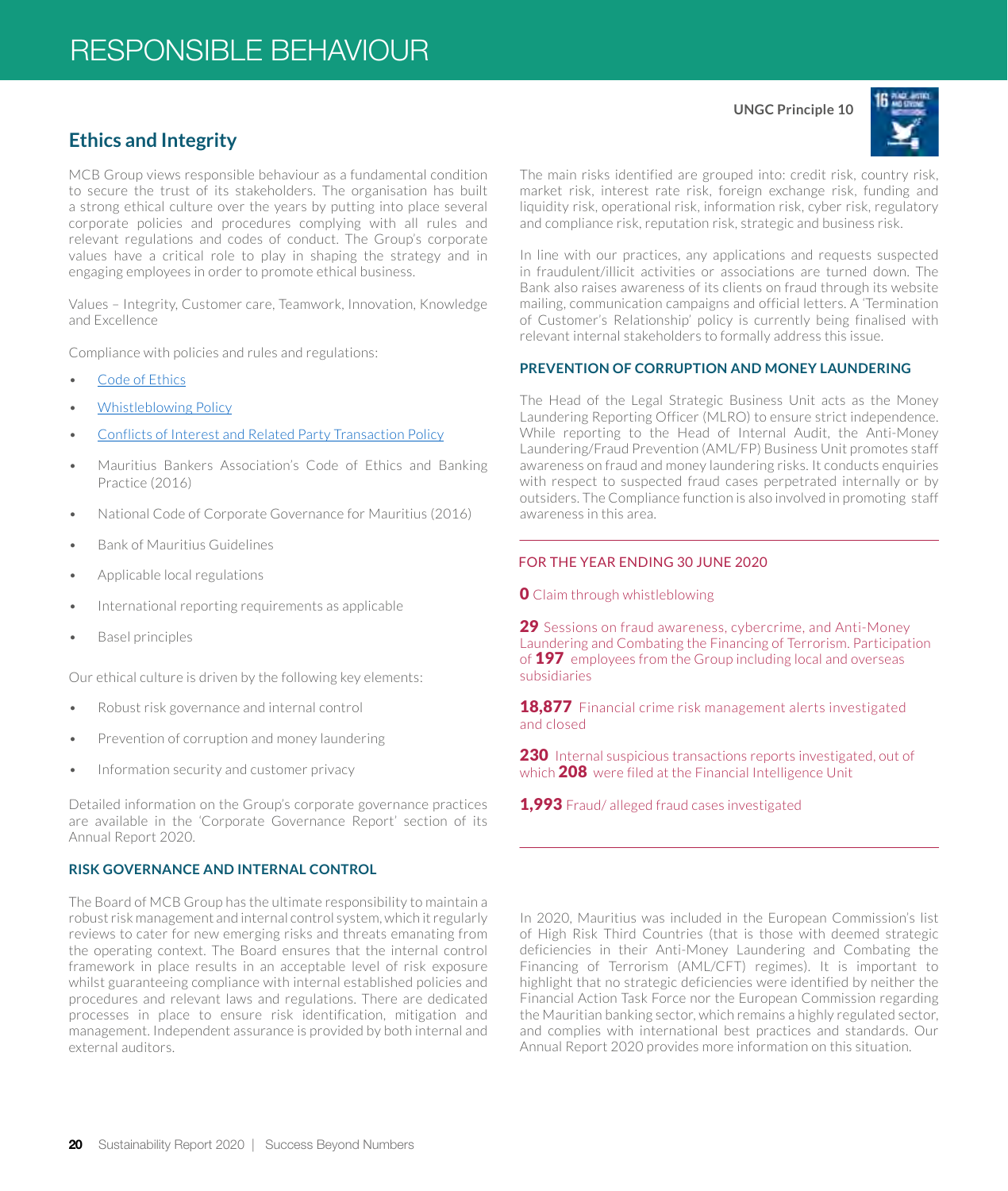# RESPONSIBLE BEHAVIOUR

UNGC Principle 10

## Ethics and Integrity

MCB Group views responsible behaviour as a fundamental condition to secure the trust of its stakeholders. The organisation has built a strong ethical culture over the years by putting into place several corporate policies and procedures complying with all rules and relevant regulations and codes of conduct. The Group's corporate values have a critical role to play in shaping the strategy and in engaging employees in order to promote ethical business.

Values – Integrity, Customer care, Teamwork, Innovation, Knowledge and Excellence

Compliance with policies and rules and regulations:

- Code of Ethics
- Whistleblowing Policy
- Conflicts of Interest and Related Party Transaction Policy
- Mauritius Bankers Association's Code of Ethics and Banking Practice (2016)
- National Code of Corporate Governance for Mauritius (2016)
- Bank of Mauritius Guidelines
- Applicable local regulations
- International reporting requirements as applicable
- Basel principles

Our ethical culture is driven by the following key elements:

- Robust risk governance and internal control
- Prevention of corruption and money laundering
- Information security and customer privacy

Detailed information on the Group's corporate governance practices are available in the 'Corporate Governance Report' section of its Annual Report 2020.

### RISK GOVERNANCE AND INTERNAL CONTROL

The Board of MCB Group has the ultimate responsibility to maintain a robust risk management and internal control system, which it regularly reviews to cater for new emerging risks and threats emanating from the operating context. The Board ensures that the internal control framework in place results in an acceptable level of risk exposure whilst guaranteeing compliance with internal established policies and procedures and relevant laws and regulations. There are dedicated processes in place to ensure risk identification, mitigation and management. Independent assurance is provided by both internal and external auditors.

The main risks identified are grouped into: credit risk, country risk, market risk, interest rate risk, foreign exchange risk, funding and liquidity risk, operational risk, information risk, cyber risk, regulatory and compliance risk, reputation risk, strategic and business risk.

In line with our practices, any applications and requests suspected in fraudulent/illicit activities or associations are turned down. The Bank also raises awareness of its clients on fraud through its website mailing, communication campaigns and official letters. A 'Termination of Customer's Relationship' policy is currently being finalised with relevant internal stakeholders to formally address this issue.

### PREVENTION OF CORRUPTION AND MONEY LAUNDERING

The Head of the Legal Strategic Business Unit acts as the Money Laundering Reporting Officer (MLRO) to ensure strict independence. While reporting to the Head of Internal Audit, the Anti-Money Laundering/Fraud Prevention (AML/FP) Business Unit promotes staff awareness on fraud and money laundering risks. It conducts enquiries with respect to suspected fraud cases perpetrated internally or by outsiders. The Compliance function is also involved in promoting staff awareness in this area.

FOR THE YEAR ENDING 30 JUNE 2020

**0** Claim through whistleblowing

**29** Sessions on fraud awareness, cybercrime, and Anti-Money Laundering and Combating the Financing of Terrorism. Participation of **197** employees from the Group including local and overseas subsidiaries

**18,877** Financial crime risk management alerts investigated and closed

**230** Internal suspicious transactions reports investigated, out of which **208** were filed at the Financial Intelligence Unit

**1,993** Fraud/ alleged fraud cases investigated

In 2020, Mauritius was included in the European Commission's list of High Risk Third Countries (that is those with deemed strategic deficiencies in their Anti-Money Laundering and Combating the Financing of Terrorism (AML/CFT) regimes). It is important to highlight that no strategic deficiencies were identified by neither the Financial Action Task Force nor the European Commission regarding the Mauritian banking sector, which remains a highly regulated sector, and complies with international best practices and standards. Our Annual Report 2020 provides more information on this situation.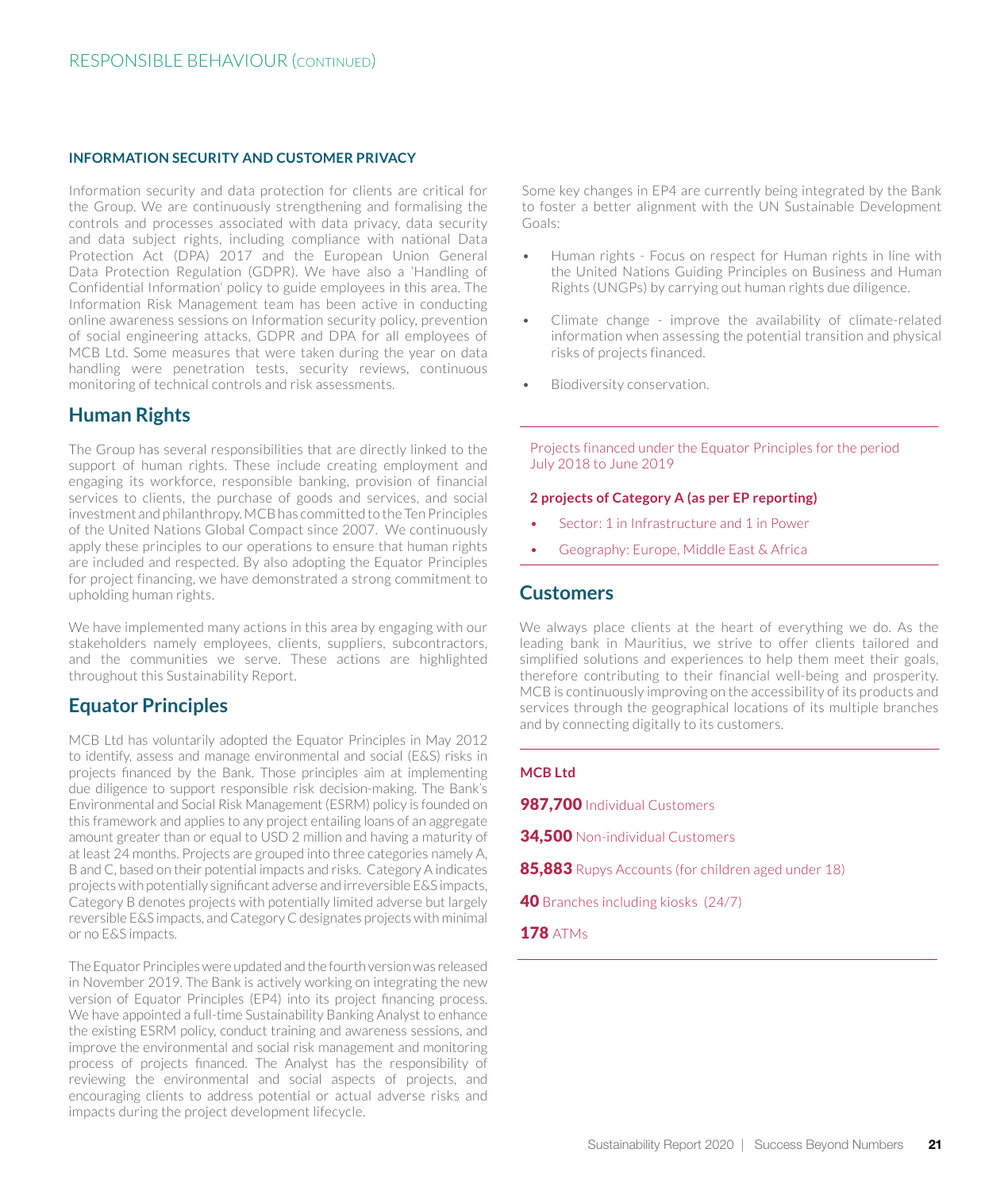### INFORMATION SECURITY AND CUSTOMER PRIVACY

Information security and data protection for clients are critical for the Group. We are continuously strengthening and formalising the controls and processes associated with data privacy, data security and data subject rights, including compliance with national Data Protection Act (DPA) 2017 and the European Union General Data Protection Regulation (GDPR). We have also a 'Handling of Confidential Information' policy to guide employees in this area. The Information Risk Management team has been active in conducting online awareness sessions on Information security policy, prevention of social engineering attacks, GDPR and DPA for all employees of MCB Ltd. Some measures that were taken during the year on data handling were penetration tests, security reviews, continuous monitoring of technical controls and risk assessments.

## Human Rights

The Group has several responsibilities that are directly linked to the support of human rights. These include creating employment and engaging its workforce, responsible banking, provision of financial services to clients, the purchase of goods and services, and social investment and philanthropy. MCB has committed to the Ten Principles of the United Nations Global Compact since 2007. We continuously apply these principles to our operations to ensure that human rights are included and respected. By also adopting the Equator Principles for project financing, we have demonstrated a strong commitment to upholding human rights.

We have implemented many actions in this area by engaging with our stakeholders namely employees, clients, suppliers, subcontractors, and the communities we serve. These actions are highlighted throughout this Sustainability Report.

## Equator Principles

MCB Ltd has voluntarily adopted the Equator Principles in May 2012 to identify, assess and manage environmental and social (E&S) risks in projects financed by the Bank. Those principles aim at implementing due diligence to support responsible risk decision-making. The Bank's Environmental and Social Risk Management (ESRM) policy is founded on this framework and applies to any project entailing loans of an aggregate amount greater than or equal to USD 2 million and having a maturity of at least 24 months. Projects are grouped into three categories namely A, B and C, based on their potential impacts and risks. Category A indicates projects with potentially significant adverse and irreversible E&S impacts, Category B denotes projects with potentially limited adverse but largely reversible E&S impacts, and Category C designates projects with minimal or no E&S impacts.

The Equator Principles were updated and the fourth version was released in November 2019. The Bank is actively working on integrating the new version of Equator Principles (EP4) into its project financing process. We have appointed a full-time Sustainability Banking Analyst to enhance the existing ESRM policy, conduct training and awareness sessions, and improve the environmental and social risk management and monitoring process of projects financed. The Analyst has the responsibility of reviewing the environmental and social aspects of projects, and encouraging clients to address potential or actual adverse risks and impacts during the project development lifecycle.

Some key changes in EP4 are currently being integrated by the Bank to foster a better alignment with the UN Sustainable Development Goals:

- Human rights - Focus on respect for Human rights in line with the United Nations Guiding Principles on Business and Human Rights (UNGPs) by carrying out human rights due diligence.
- Climate change - improve the availability of climate-related information when assessing the potential transition and physical risks of projects financed.
- Biodiversity conservation.

Projects financed under the Equator Principles for the period July 2018 to June 2019

**2 projects of Category A (as per EP reporting)**

- Sector: 1 in Infrastructure and 1 in Power
- Geography: Europe, Middle East & Africa

## Customers

We always place clients at the heart of everything we do. As the leading bank in Mauritius, we strive to offer clients tailored and simplified solutions and experiences to help them meet their goals, therefore contributing to their financial well-being and prosperity. MCB is continuously improving on the accessibility of its products and services through the geographical locations of its multiple branches and by connecting digitally to its customers.

**MCB Ltd**

**987,700** Individual Customers

**34,500** Non-individual Customers

**85,883** Rupys Accounts (for children aged under 18)

**40** Branches including kiosks (24/7)

**178** ATMs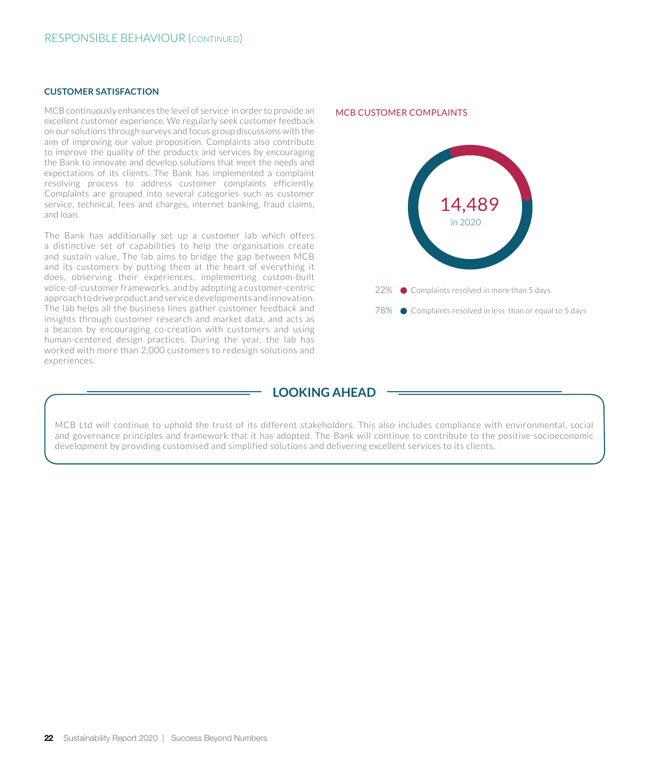# RESPONSIBLE BEHAVIOUR (CONTINUED)

## CUSTOMER SATISFACTION

MCB continuously enhances the level of service in order to provide an excellent customer experience. We regularly seek customer feedback on our solutions through surveys and focus group discussions with the aim of improving our value proposition. Complaints also contribute to improve the quality of the products and services by encouraging the Bank to innovate and develop solutions that meet the needs and expectations of its clients. The Bank has implemented a complaint resolving process to address customer complaints efficiently. Complaints are grouped into several categories such as customer service, technical, fees and charges, internet banking, fraud claims, and loan.

The Bank has additionally set up a customer lab which offers a distinctive set of capabilities to help the organisation create and sustain value. The lab aims to bridge the gap between MCB and its customers by putting them at the heart of everything it does, observing their experiences, implementing custom-built voice-of-customer frameworks, and by adopting a customer-centric approach to drive product and service developments and innovation. The lab helps all the business lines gather customer feedback and insights through customer research and market data, and acts as a beacon by encouraging co-creation with customers and using human-centered design practices. During the year, the lab has worked with more than 2,000 customers to redesign solutions and experiences.

MCB CUSTOMER COMPLAINTS

14,489
in 2020

22% Complaints resolved in more than 5 days

78% Complaints resolved in less than or equal to 5 days

## LOOKING AHEAD

MCB Ltd will continue to uphold the trust of its different stakeholders. This also includes compliance with environmental, social and governance principles and framework that it has adopted. The Bank will continue to contribute to the positive socioeconomic development by providing customised and simplified solutions and delivering excellent services to its clients.